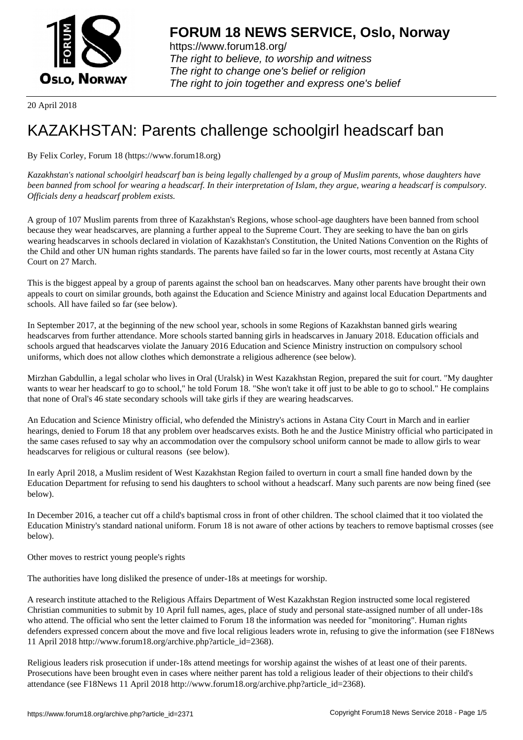20 April 2018

# KAZAKHSTAN: Parents challenge schoolgirl headscarf ban

By Felix Corley, Forum 18 (https://www.forum18.org)

*Kazakhstan's national schoolgirl headscarf ban is being legally challenged by a group of Muslim parents, whose daughters have been banned from school for wearing a headscarf. In their interpretation of Islam, they argue, wearing a headscarf is compulsory. Officials deny a headscarf problem exists.*

A group of 107 Muslim parents from three of Kazakhstan's Regions, whose school-age daughters have been banned from school because they wear headscarves, are planning a further appeal to the Supreme Court. They are seeking to have the ban on girls wearing headscarves in schools declared in violation of Kazakhstan's Constitution, the United Nations Convention on the Rights of the Child and other UN human rights standards. The parents have failed so far in the lower courts, most recently at Astana City Court on 27 March.

This is the biggest appeal by a group of parents against the school ban on headscarves. Many other parents have brought their own appeals to court on similar grounds, both against the Education and Science Ministry and against local Education Departments and schools. All have failed so far (see below).

In September 2017, at the beginning of the new school year, schools in some Regions of Kazakhstan banned girls wearing headscarves from further attendance. More schools started banning girls in headscarves in January 2018. Education officials and schools argued that headscarves violate the January 2016 Education and Science Ministry instruction on compulsory school uniforms, which does not allow clothes which demonstrate a religious adherence (see below).

Mirzhan Gabdullin, a legal scholar who lives in Oral (Uralsk) in West Kazakhstan Region, prepared the suit for court. "My daughter wants to wear her headscarf to go to school," he told Forum 18. "She won't take it off just to be able to go to school." He complains that none of Oral's 46 state secondary schools will take girls if they are wearing headscarves.

An Education and Science Ministry official, who defended the Ministry's actions in Astana City Court in March and in earlier hearings, denied to Forum 18 that any problem over headscarves exists. Both he and the Justice Ministry official who participated in the same cases refused to say why an accommodation over the compulsory school uniform cannot be made to allow girls to wear headscarves for religious or cultural reasons (see below).

In early April 2018, a Muslim resident of West Kazakhstan Region failed to overturn in court a small fine handed down by the Education Department for refusing to send his daughters to school without a headscarf. Many such parents are now being fined (see below).

In December 2016, a teacher cut off a child's baptismal cross in front of other children. The school claimed that it too violated the Education Ministry's standard national uniform. Forum 18 is not aware of other actions by teachers to remove baptismal crosses (see below).

Other moves to restrict young people's rights

The authorities have long disliked the presence of under-18s at meetings for worship.

A research institute attached to the Religious Affairs Department of West Kazakhstan Region instructed some local registered Christian communities to submit by 10 April full names, ages, place of study and personal state-assigned number of all under-18s who attend. The official who sent the letter claimed to Forum 18 the information was needed for "monitoring". Human rights defenders expressed concern about the move and five local religious leaders wrote in, refusing to give the information (see F18News 11 April 2018 http://www.forum18.org/archive.php?article_id=2368).

Religious leaders risk prosecution if under-18s attend meetings for worship against the wishes of at least one of their parents. Prosecutions have been brought even in cases where neither parent has told a religious leader of their objections to their child's attendance (see F18News 11 April 2018 http://www.forum18.org/archive.php?article_id=2368).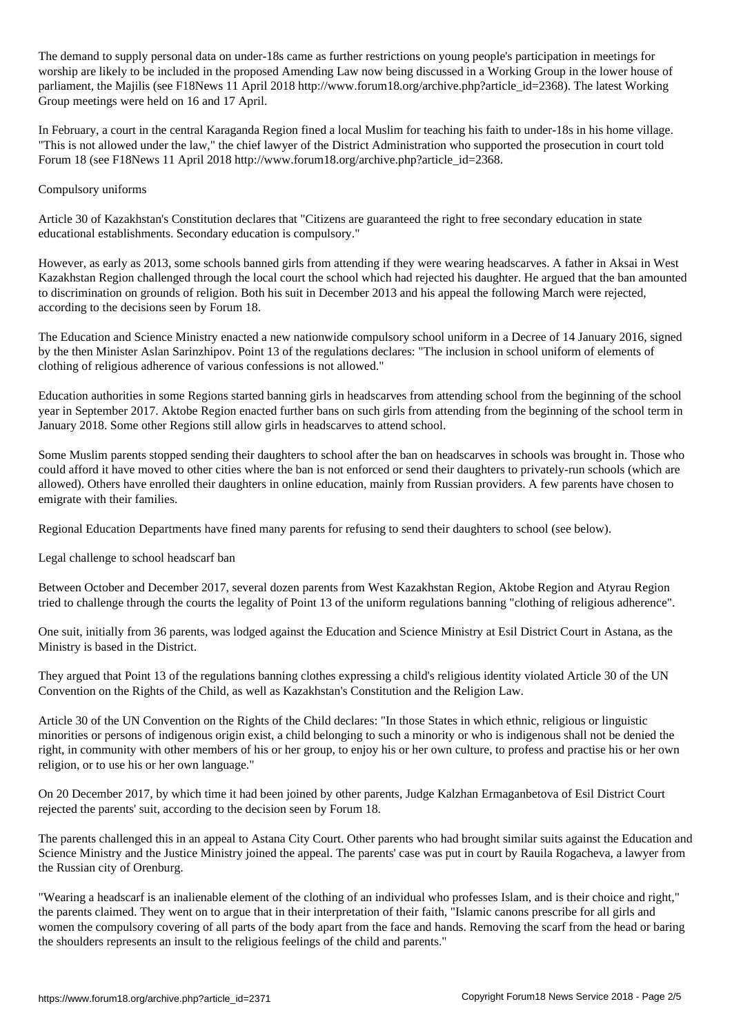The demand to supply personal data on under-18s came as further restrictions on young people's participation in meetings for worship are likely to be included in the proposed Amending Law now being discussed in a Working Group in the lower house of parliament, the Majilis (see F18News 11 April 2018 http://www.forum18.org/archive.php?article_id=2368). The latest Working Group meetings were held on 16 and 17 April.

In February, a court in the central Karaganda Region fined a local Muslim for teaching his faith to under-18s in his home village. "This is not allowed under the law," the chief lawyer of the District Administration who supported the prosecution in court told Forum 18 (see F18News 11 April 2018 http://www.forum18.org/archive.php?article_id=2368.

## Compulsory uniforms

Article 30 of Kazakhstan's Constitution declares that "Citizens are guaranteed the right to free secondary education in state educational establishments. Secondary education is compulsory."

However, as early as 2013, some schools banned girls from attending if they were wearing headscarves. A father in Aksai in West Kazakhstan Region challenged through the local court the school which had rejected his daughter. He argued that the ban amounted to discrimination on grounds of religion. Both his suit in December 2013 and his appeal the following March were rejected, according to the decisions seen by Forum 18.

The Education and Science Ministry enacted a new nationwide compulsory school uniform in a Decree of 14 January 2016, signed by the then Minister Aslan Sarinzhipov. Point 13 of the regulations declares: "The inclusion in school uniform of elements of clothing of religious adherence of various confessions is not allowed."

Education authorities in some Regions started banning girls in headscarves from attending school from the beginning of the school year in September 2017. Aktobe Region enacted further bans on such girls from attending from the beginning of the school term in January 2018. Some other Regions still allow girls in headscarves to attend school.

Some Muslim parents stopped sending their daughters to school after the ban on headscarves in schools was brought in. Those who could afford it have moved to other cities where the ban is not enforced or send their daughters to privately-run schools (which are allowed). Others have enrolled their daughters in online education, mainly from Russian providers. A few parents have chosen to emigrate with their families.

Regional Education Departments have fined many parents for refusing to send their daughters to school (see below).

## Legal challenge to school headscarf ban

Between October and December 2017, several dozen parents from West Kazakhstan Region, Aktobe Region and Atyrau Region tried to challenge through the courts the legality of Point 13 of the uniform regulations banning "clothing of religious adherence".

One suit, initially from 36 parents, was lodged against the Education and Science Ministry at Esil District Court in Astana, as the Ministry is based in the District.

They argued that Point 13 of the regulations banning clothes expressing a child's religious identity violated Article 30 of the UN Convention on the Rights of the Child, as well as Kazakhstan's Constitution and the Religion Law.

Article 30 of the UN Convention on the Rights of the Child declares: "In those States in which ethnic, religious or linguistic minorities or persons of indigenous origin exist, a child belonging to such a minority or who is indigenous shall not be denied the right, in community with other members of his or her group, to enjoy his or her own culture, to profess and practise his or her own religion, or to use his or her own language."

On 20 December 2017, by which time it had been joined by other parents, Judge Kalzhan Ermaganbetova of Esil District Court rejected the parents' suit, according to the decision seen by Forum 18.

The parents challenged this in an appeal to Astana City Court. Other parents who had brought similar suits against the Education and Science Ministry and the Justice Ministry joined the appeal. The parents' case was put in court by Rauila Rogacheva, a lawyer from the Russian city of Orenburg.

"Wearing a headscarf is an inalienable element of the clothing of an individual who professes Islam, and is their choice and right," the parents claimed. They went on to argue that in their interpretation of their faith, "Islamic canons prescribe for all girls and women the compulsory covering of all parts of the body apart from the face and hands. Removing the scarf from the head or baring the shoulders represents an insult to the religious feelings of the child and parents."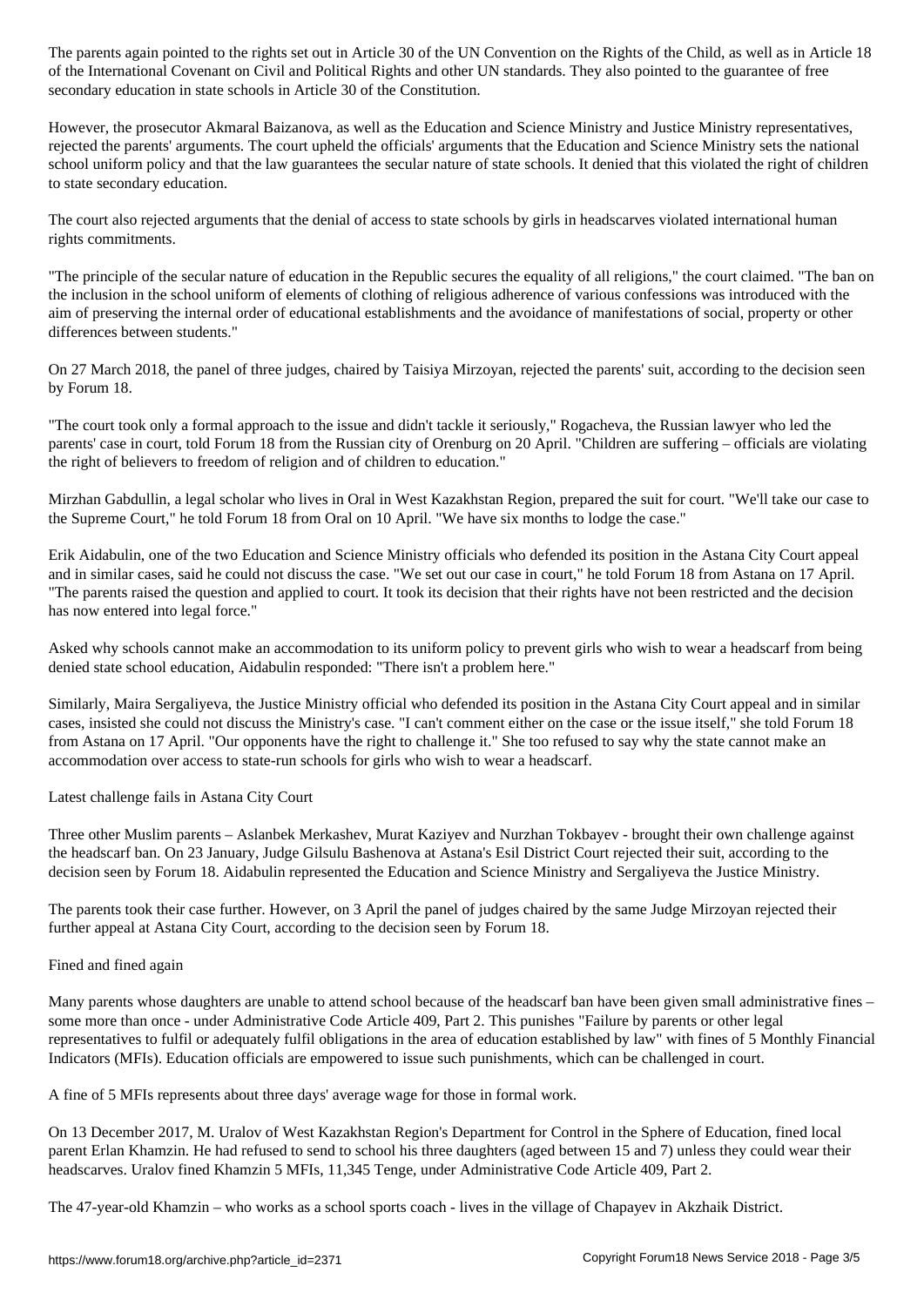The parents again pointed to the rights set out in Article 30 of the UN Convention on the Rights of the Child, as well as in Article 18 of the International Covenant on Civil and Political Rights and other UN standards. They also pointed to the guarantee of free secondary education in state schools in Article 30 of the Constitution.

However, the prosecutor Akmaral Baizanova, as well as the Education and Science Ministry and Justice Ministry representatives, rejected the parents' arguments. The court upheld the officials' arguments that the Education and Science Ministry sets the national school uniform policy and that the law guarantees the secular nature of state schools. It denied that this violated the right of children to state secondary education.

The court also rejected arguments that the denial of access to state schools by girls in headscarves violated international human rights commitments.

"The principle of the secular nature of education in the Republic secures the equality of all religions," the court claimed. "The ban on the inclusion in the school uniform of elements of clothing of religious adherence of various confessions was introduced with the aim of preserving the internal order of educational establishments and the avoidance of manifestations of social, property or other differences between students."

On 27 March 2018, the panel of three judges, chaired by Taisiya Mirzoyan, rejected the parents' suit, according to the decision seen by Forum 18.

"The court took only a formal approach to the issue and didn't tackle it seriously," Rogacheva, the Russian lawyer who led the parents' case in court, told Forum 18 from the Russian city of Orenburg on 20 April. "Children are suffering – officials are violating the right of believers to freedom of religion and of children to education."

Mirzhan Gabdullin, a legal scholar who lives in Oral in West Kazakhstan Region, prepared the suit for court. "We'll take our case to the Supreme Court," he told Forum 18 from Oral on 10 April. "We have six months to lodge the case."

Erik Aidabulin, one of the two Education and Science Ministry officials who defended its position in the Astana City Court appeal and in similar cases, said he could not discuss the case. "We set out our case in court," he told Forum 18 from Astana on 17 April. "The parents raised the question and applied to court. It took its decision that their rights have not been restricted and the decision has now entered into legal force."

Asked why schools cannot make an accommodation to its uniform policy to prevent girls who wish to wear a headscarf from being denied state school education, Aidabulin responded: "There isn't a problem here."

Similarly, Maira Sergaliyeva, the Justice Ministry official who defended its position in the Astana City Court appeal and in similar cases, insisted she could not discuss the Ministry's case. "I can't comment either on the case or the issue itself," she told Forum 18 from Astana on 17 April. "Our opponents have the right to challenge it." She too refused to say why the state cannot make an accommodation over access to state-run schools for girls who wish to wear a headscarf.

## Latest challenge fails in Astana City Court

Three other Muslim parents – Aslanbek Merkashev, Murat Kaziyev and Nurzhan Tokbayev - brought their own challenge against the headscarf ban. On 23 January, Judge Gilsulu Bashenova at Astana's Esil District Court rejected their suit, according to the decision seen by Forum 18. Aidabulin represented the Education and Science Ministry and Sergaliyeva the Justice Ministry.

The parents took their case further. However, on 3 April the panel of judges chaired by the same Judge Mirzoyan rejected their further appeal at Astana City Court, according to the decision seen by Forum 18.

## Fined and fined again

Many parents whose daughters are unable to attend school because of the headscarf ban have been given small administrative fines – some more than once - under Administrative Code Article 409, Part 2. This punishes "Failure by parents or other legal representatives to fulfil or adequately fulfil obligations in the area of education established by law" with fines of 5 Monthly Financial Indicators (MFIs). Education officials are empowered to issue such punishments, which can be challenged in court.

A fine of 5 MFIs represents about three days' average wage for those in formal work.

On 13 December 2017, M. Uralov of West Kazakhstan Region's Department for Control in the Sphere of Education, fined local parent Erlan Khamzin. He had refused to send to school his three daughters (aged between 15 and 7) unless they could wear their headscarves. Uralov fined Khamzin 5 MFIs, 11,345 Tenge, under Administrative Code Article 409, Part 2.

The 47-year-old Khamzin – who works as a school sports coach - lives in the village of Chapayev in Akzhaik District.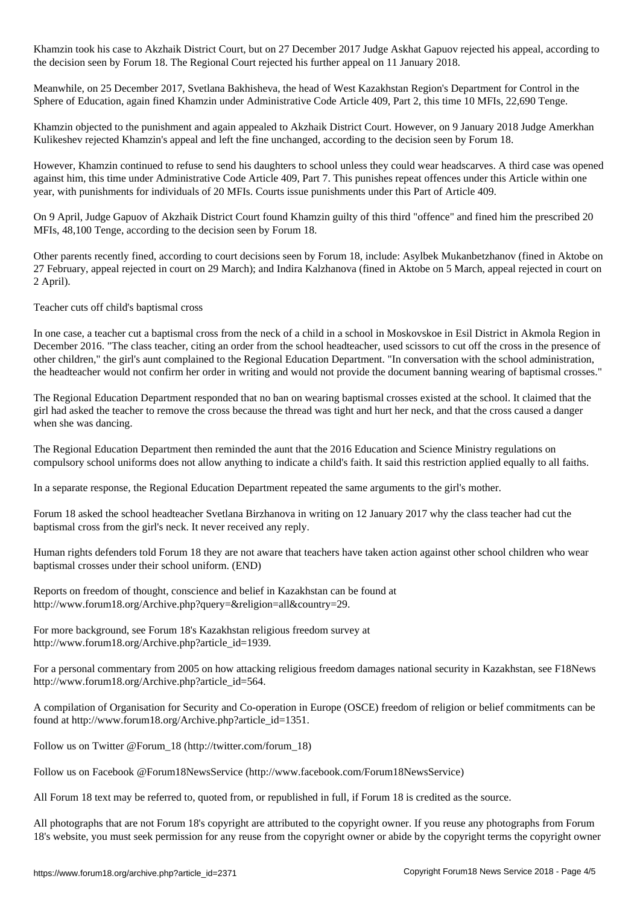Khamzin took his case to Akzhaik District Court, but on 27 December 2017 Judge Askhat Gapuov rejected his appeal, according to the decision seen by Forum 18. The Regional Court rejected his further appeal on 11 January 2018.

Meanwhile, on 25 December 2017, Svetlana Bakhisheva, the head of West Kazakhstan Region's Department for Control in the Sphere of Education, again fined Khamzin under Administrative Code Article 409, Part 2, this time 10 MFIs, 22,690 Tenge.

Khamzin objected to the punishment and again appealed to Akzhaik District Court. However, on 9 January 2018 Judge Amerkhan Kulikeshev rejected Khamzin's appeal and left the fine unchanged, according to the decision seen by Forum 18.

However, Khamzin continued to refuse to send his daughters to school unless they could wear headscarves. A third case was opened against him, this time under Administrative Code Article 409, Part 7. This punishes repeat offences under this Article within one year, with punishments for individuals of 20 MFIs. Courts issue punishments under this Part of Article 409.

On 9 April, Judge Gapuov of Akzhaik District Court found Khamzin guilty of this third "offence" and fined him the prescribed 20 MFIs, 48,100 Tenge, according to the decision seen by Forum 18.

Other parents recently fined, according to court decisions seen by Forum 18, include: Asylbek Mukanbetzhanov (fined in Aktobe on 27 February, appeal rejected in court on 29 March); and Indira Kalzhanova (fined in Aktobe on 5 March, appeal rejected in court on 2 April).

## Teacher cuts off child's baptismal cross

In one case, a teacher cut a baptismal cross from the neck of a child in a school in Moskovskoe in Esil District in Akmola Region in December 2016. "The class teacher, citing an order from the school headteacher, used scissors to cut off the cross in the presence of other children," the girl's aunt complained to the Regional Education Department. "In conversation with the school administration, the headteacher would not confirm her order in writing and would not provide the document banning wearing of baptismal crosses."

The Regional Education Department responded that no ban on wearing baptismal crosses existed at the school. It claimed that the girl had asked the teacher to remove the cross because the thread was tight and hurt her neck, and that the cross caused a danger when she was dancing.

The Regional Education Department then reminded the aunt that the 2016 Education and Science Ministry regulations on compulsory school uniforms does not allow anything to indicate a child's faith. It said this restriction applied equally to all faiths.

In a separate response, the Regional Education Department repeated the same arguments to the girl's mother.

Forum 18 asked the school headteacher Svetlana Birzhanova in writing on 12 January 2017 why the class teacher had cut the baptismal cross from the girl's neck. It never received any reply.

Human rights defenders told Forum 18 they are not aware that teachers have taken action against other school children who wear baptismal crosses under their school uniform. (END)

Reports on freedom of thought, conscience and belief in Kazakhstan can be found at http://www.forum18.org/Archive.php?query=&religion=all&country=29.

For more background, see Forum 18's Kazakhstan religious freedom survey at http://www.forum18.org/Archive.php?article_id=1939.

For a personal commentary from 2005 on how attacking religious freedom damages national security in Kazakhstan, see F18News http://www.forum18.org/Archive.php?article_id=564.

A compilation of Organisation for Security and Co-operation in Europe (OSCE) freedom of religion or belief commitments can be found at http://www.forum18.org/Archive.php?article_id=1351.

Follow us on Twitter @Forum_18 (http://twitter.com/forum_18)

Follow us on Facebook @Forum18NewsService (http://www.facebook.com/Forum18NewsService)

All Forum 18 text may be referred to, quoted from, or republished in full, if Forum 18 is credited as the source.

All photographs that are not Forum 18's copyright are attributed to the copyright owner. If you reuse any photographs from Forum 18's website, you must seek permission for any reuse from the copyright owner or abide by the copyright terms the copyright owner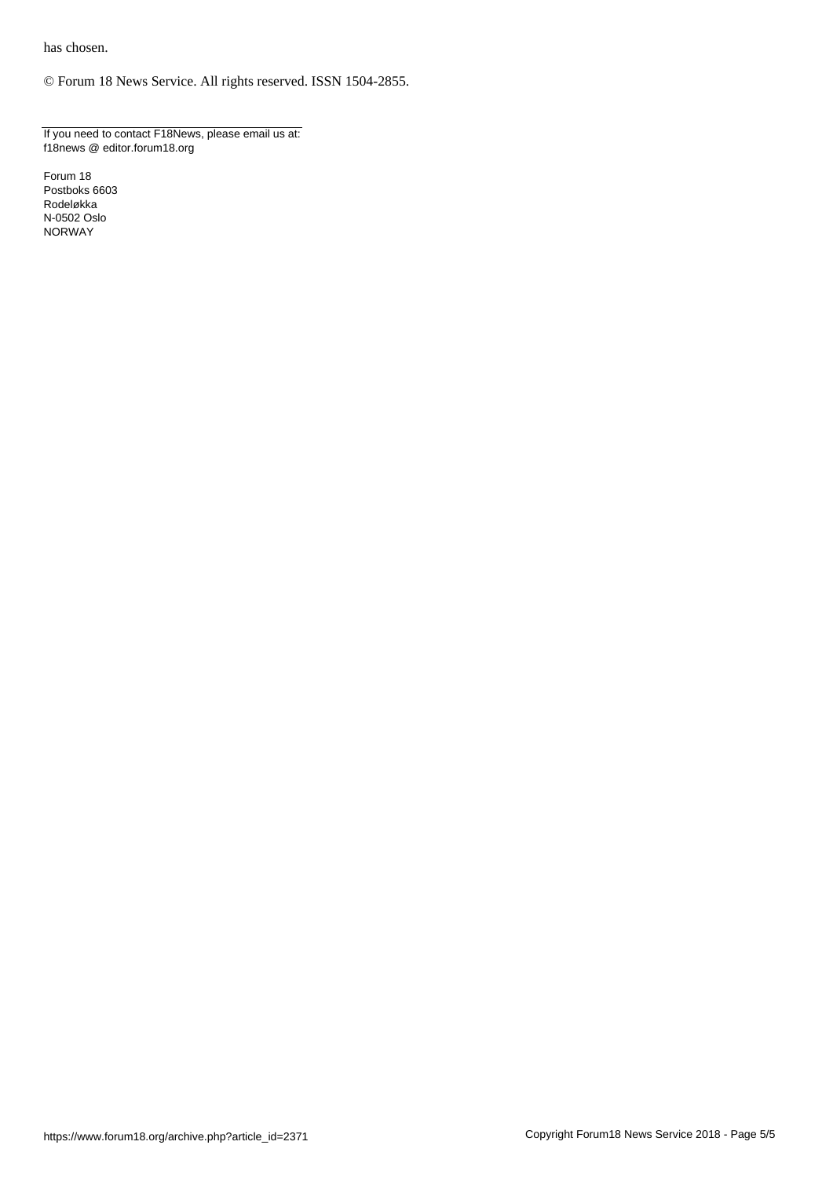has chosen.

© Forum 18 News Service. All rights reserved. ISSN 1504-2855.

---

If you need to contact F18News, please email us at:
f18news @ editor.forum18.org

Forum 18
Postboks 6603
Rodeløkka
N-0502 Oslo
NORWAY